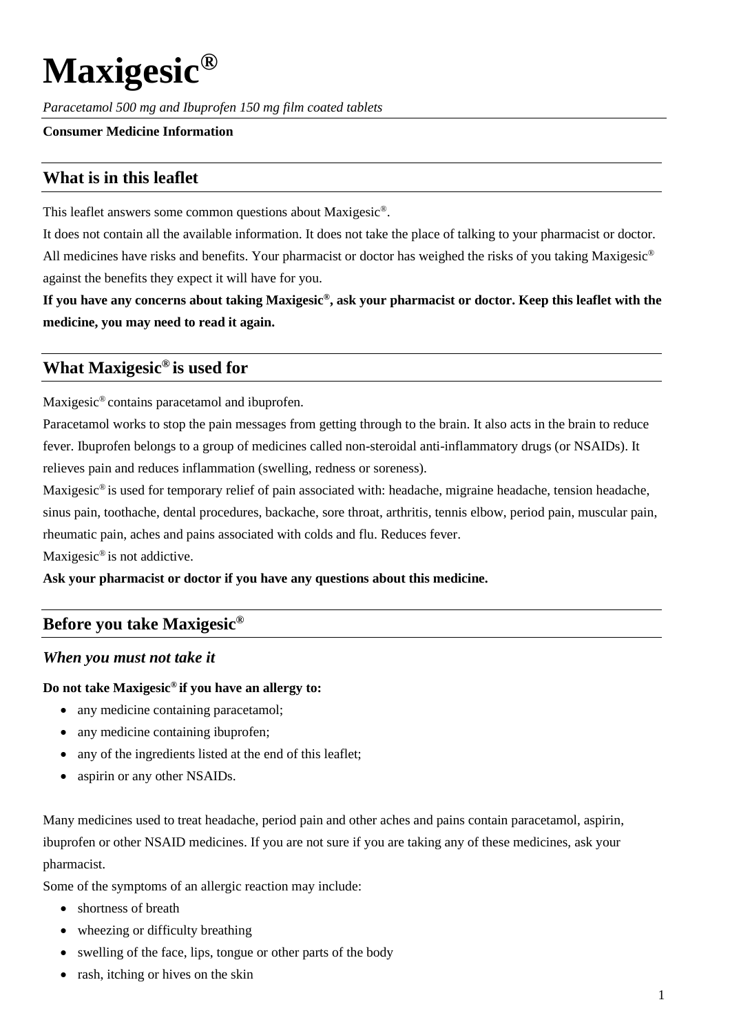# Maxigesic®

*Paracetamol 500 mg and Ibuprofen 150 mg film coated tablets*

**Consumer Medicine Information**

## What is in this leaflet

This leaflet answers some common questions about Maxigesic®.

It does not contain all the available information. It does not take the place of talking to your pharmacist or doctor.

All medicines have risks and benefits. Your pharmacist or doctor has weighed the risks of you taking Maxigesic® against the benefits they expect it will have for you.

**If you have any concerns about taking Maxigesic®, ask your pharmacist or doctor. Keep this leaflet with the medicine, you may need to read it again.**

## What Maxigesic® is used for

Maxigesic® contains paracetamol and ibuprofen.

Paracetamol works to stop the pain messages from getting through to the brain. It also acts in the brain to reduce fever. Ibuprofen belongs to a group of medicines called non-steroidal anti-inflammatory drugs (or NSAIDs). It relieves pain and reduces inflammation (swelling, redness or soreness).

Maxigesic® is used for temporary relief of pain associated with: headache, migraine headache, tension headache, sinus pain, toothache, dental procedures, backache, sore throat, arthritis, tennis elbow, period pain, muscular pain, rheumatic pain, aches and pains associated with colds and flu. Reduces fever.

Maxigesic® is not addictive.

**Ask your pharmacist or doctor if you have any questions about this medicine.**

## Before you take Maxigesic®

### *When you must not take it*

**Do not take Maxigesic® if you have an allergy to:**

- any medicine containing paracetamol;
- any medicine containing ibuprofen;
- any of the ingredients listed at the end of this leaflet;
- aspirin or any other NSAIDs.

Many medicines used to treat headache, period pain and other aches and pains contain paracetamol, aspirin, ibuprofen or other NSAID medicines. If you are not sure if you are taking any of these medicines, ask your pharmacist.

Some of the symptoms of an allergic reaction may include:

- shortness of breath
- wheezing or difficulty breathing
- swelling of the face, lips, tongue or other parts of the body
- rash, itching or hives on the skin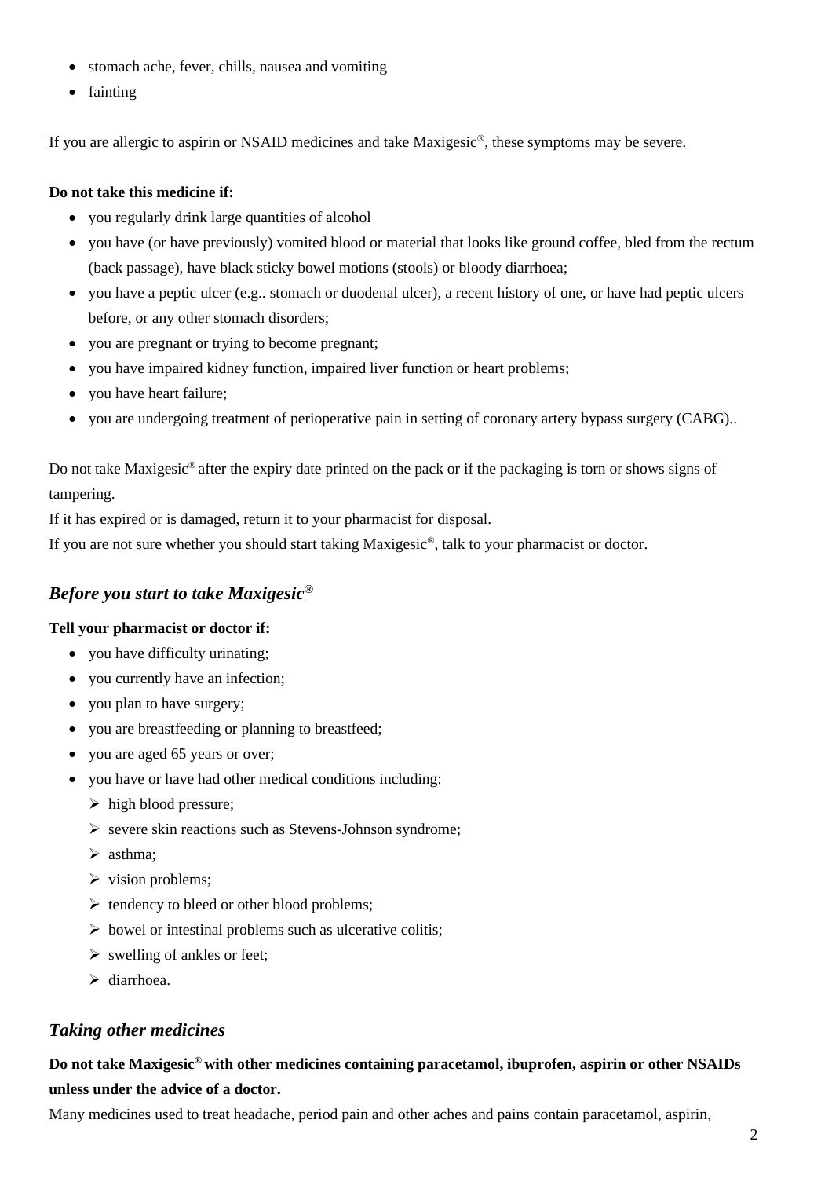- stomach ache, fever, chills, nausea and vomiting
- fainting

If you are allergic to aspirin or NSAID medicines and take Maxigesic®, these symptoms may be severe.

**Do not take this medicine if:**

- you regularly drink large quantities of alcohol
- you have (or have previously) vomited blood or material that looks like ground coffee, bled from the rectum (back passage), have black sticky bowel motions (stools) or bloody diarrhoea;
- you have a peptic ulcer (e.g.. stomach or duodenal ulcer), a recent history of one, or have had peptic ulcers before, or any other stomach disorders;
- you are pregnant or trying to become pregnant;
- you have impaired kidney function, impaired liver function or heart problems;
- you have heart failure;
- you are undergoing treatment of perioperative pain in setting of coronary artery bypass surgery (CABG)..

Do not take Maxigesic® after the expiry date printed on the pack or if the packaging is torn or shows signs of tampering.

If it has expired or is damaged, return it to your pharmacist for disposal.

If you are not sure whether you should start taking Maxigesic®, talk to your pharmacist or doctor.

## *Before you start to take Maxigesic®*

**Tell your pharmacist or doctor if:**

- you have difficulty urinating;
- you currently have an infection;
- you plan to have surgery;
- you are breastfeeding or planning to breastfeed;
- you are aged 65 years or over;
- you have or have had other medical conditions including:
  - high blood pressure;
  - severe skin reactions such as Stevens-Johnson syndrome;
  - asthma;
  - vision problems;
  - tendency to bleed or other blood problems;
  - bowel or intestinal problems such as ulcerative colitis;
  - swelling of ankles or feet;
  - diarrhoea.

## *Taking other medicines*

**Do not take Maxigesic® with other medicines containing paracetamol, ibuprofen, aspirin or other NSAIDs unless under the advice of a doctor.**

Many medicines used to treat headache, period pain and other aches and pains contain paracetamol, aspirin,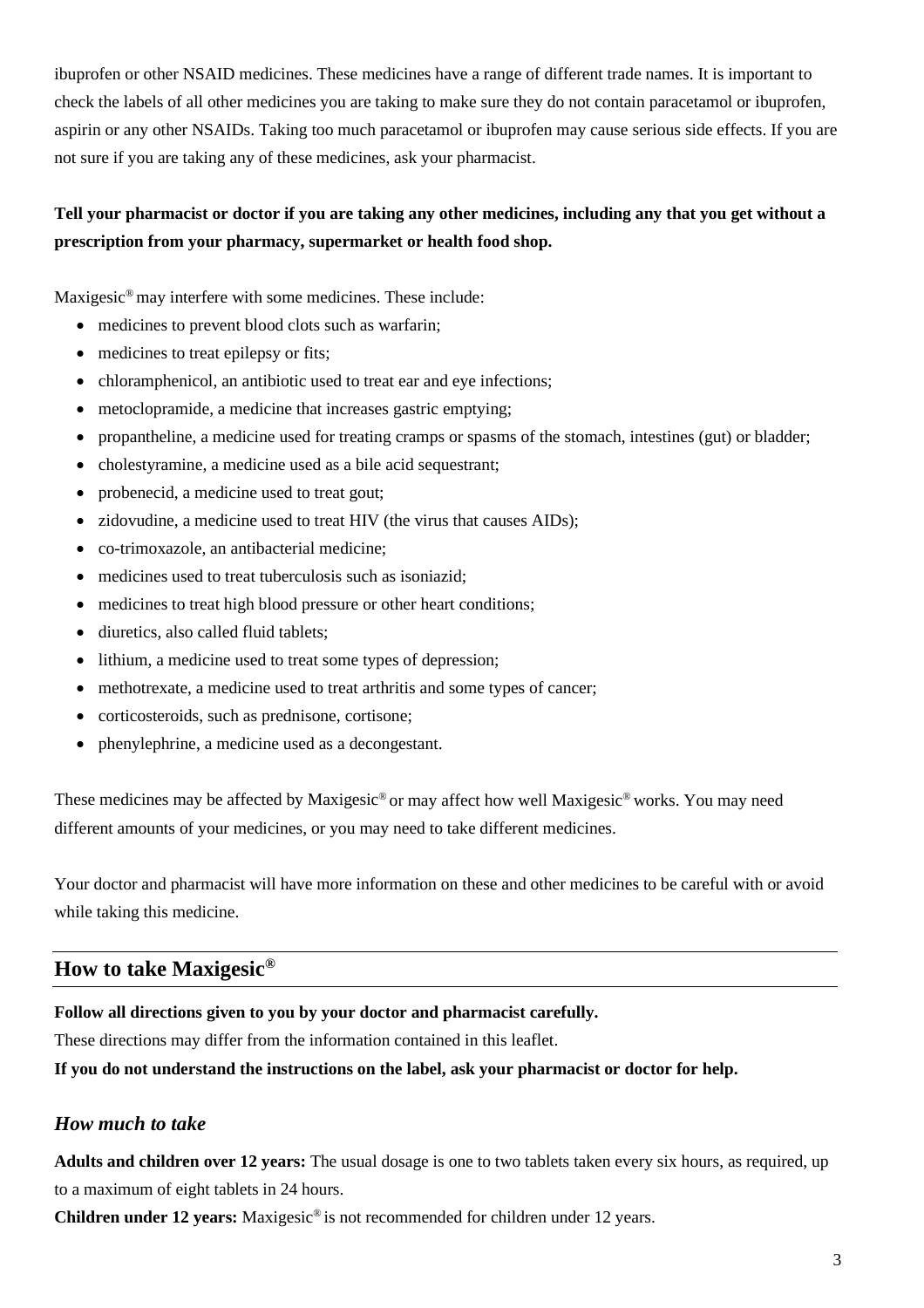ibuprofen or other NSAID medicines. These medicines have a range of different trade names. It is important to check the labels of all other medicines you are taking to make sure they do not contain paracetamol or ibuprofen, aspirin or any other NSAIDs. Taking too much paracetamol or ibuprofen may cause serious side effects. If you are not sure if you are taking any of these medicines, ask your pharmacist.

**Tell your pharmacist or doctor if you are taking any other medicines, including any that you get without a prescription from your pharmacy, supermarket or health food shop.**

Maxigesic® may interfere with some medicines. These include:

- medicines to prevent blood clots such as warfarin;
- medicines to treat epilepsy or fits;
- chloramphenicol, an antibiotic used to treat ear and eye infections;
- metoclopramide, a medicine that increases gastric emptying;
- propantheline, a medicine used for treating cramps or spasms of the stomach, intestines (gut) or bladder;
- cholestyramine, a medicine used as a bile acid sequestrant;
- probenecid, a medicine used to treat gout;
- zidovudine, a medicine used to treat HIV (the virus that causes AIDs);
- co-trimoxazole, an antibacterial medicine;
- medicines used to treat tuberculosis such as isoniazid;
- medicines to treat high blood pressure or other heart conditions;
- diuretics, also called fluid tablets;
- lithium, a medicine used to treat some types of depression;
- methotrexate, a medicine used to treat arthritis and some types of cancer;
- corticosteroids, such as prednisone, cortisone;
- phenylephrine, a medicine used as a decongestant.

These medicines may be affected by Maxigesic® or may affect how well Maxigesic® works. You may need different amounts of your medicines, or you may need to take different medicines.

Your doctor and pharmacist will have more information on these and other medicines to be careful with or avoid while taking this medicine.

## How to take Maxigesic®

**Follow all directions given to you by your doctor and pharmacist carefully.**

These directions may differ from the information contained in this leaflet.

**If you do not understand the instructions on the label, ask your pharmacist or doctor for help.**

### *How much to take*

**Adults and children over 12 years:** The usual dosage is one to two tablets taken every six hours, as required, up to a maximum of eight tablets in 24 hours.

**Children under 12 years:** Maxigesic® is not recommended for children under 12 years.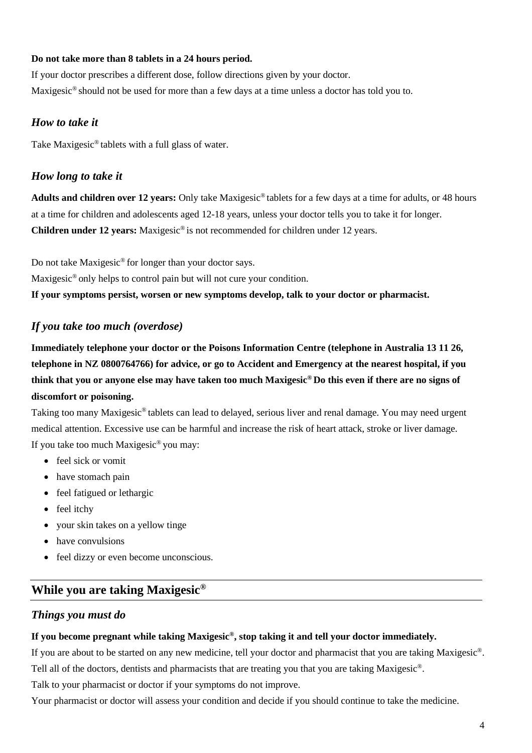**Do not take more than 8 tablets in a 24 hours period.**

If your doctor prescribes a different dose, follow directions given by your doctor.

Maxigesic® should not be used for more than a few days at a time unless a doctor has told you to.

### *How to take it*

Take Maxigesic® tablets with a full glass of water.

### *How long to take it*

**Adults and children over 12 years:** Only take Maxigesic® tablets for a few days at a time for adults, or 48 hours at a time for children and adolescents aged 12-18 years, unless your doctor tells you to take it for longer.

**Children under 12 years:** Maxigesic® is not recommended for children under 12 years.

Do not take Maxigesic® for longer than your doctor says.

Maxigesic® only helps to control pain but will not cure your condition.

**If your symptoms persist, worsen or new symptoms develop, talk to your doctor or pharmacist.**

### *If you take too much (overdose)*

**Immediately telephone your doctor or the Poisons Information Centre (telephone in Australia 13 11 26, telephone in NZ 0800764766) for advice, or go to Accident and Emergency at the nearest hospital, if you think that you or anyone else may have taken too much Maxigesic® Do this even if there are no signs of discomfort or poisoning.**

Taking too many Maxigesic® tablets can lead to delayed, serious liver and renal damage. You may need urgent medical attention. Excessive use can be harmful and increase the risk of heart attack, stroke or liver damage.

If you take too much Maxigesic® you may:

- feel sick or vomit
- have stomach pain
- feel fatigued or lethargic
- feel itchy
- your skin takes on a yellow tinge
- have convulsions
- feel dizzy or even become unconscious.

## While you are taking Maxigesic®

### *Things you must do*

**If you become pregnant while taking Maxigesic®, stop taking it and tell your doctor immediately.**

If you are about to be started on any new medicine, tell your doctor and pharmacist that you are taking Maxigesic®.

Tell all of the doctors, dentists and pharmacists that are treating you that you are taking Maxigesic®.

Talk to your pharmacist or doctor if your symptoms do not improve.

Your pharmacist or doctor will assess your condition and decide if you should continue to take the medicine.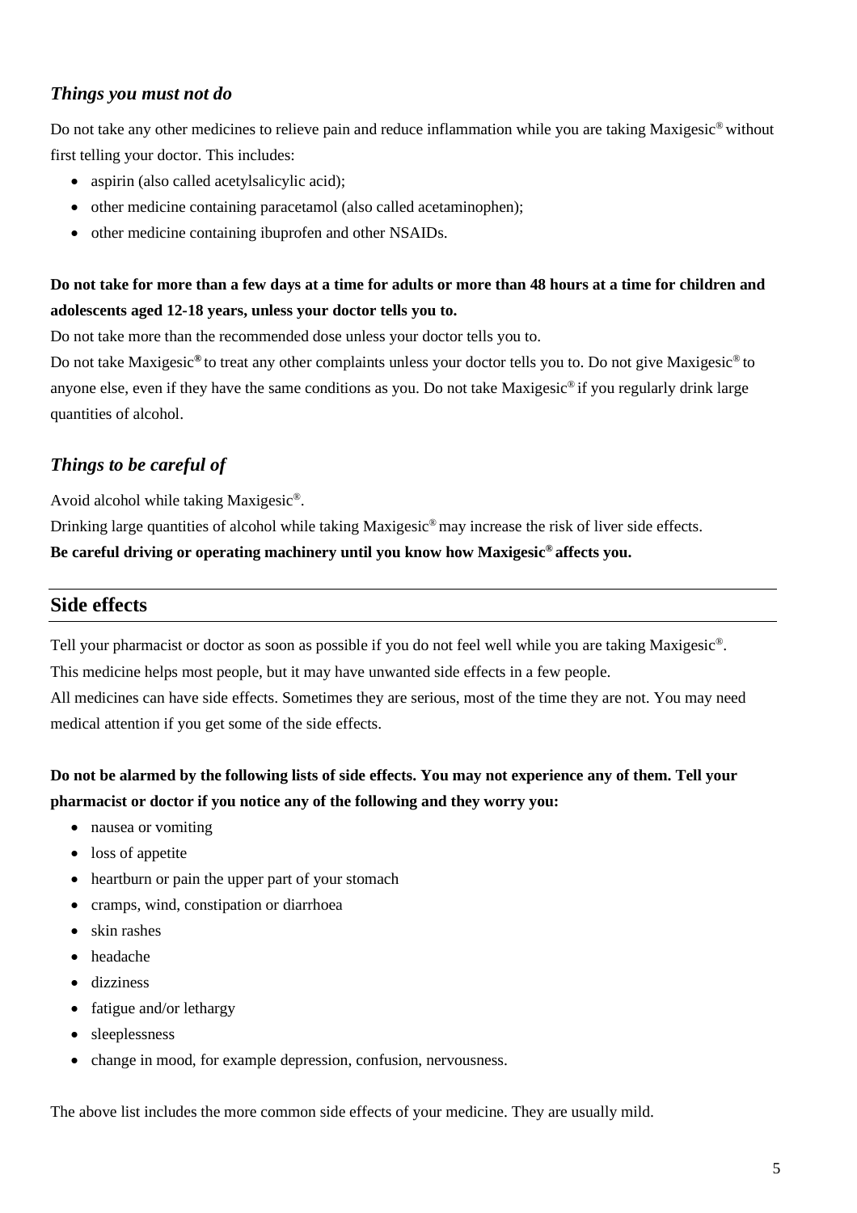### *Things you must not do*

Do not take any other medicines to relieve pain and reduce inflammation while you are taking Maxigesic® without first telling your doctor. This includes:

- aspirin (also called acetylsalicylic acid);
- other medicine containing paracetamol (also called acetaminophen);
- other medicine containing ibuprofen and other NSAIDs.

**Do not take for more than a few days at a time for adults or more than 48 hours at a time for children and adolescents aged 12-18 years, unless your doctor tells you to.**

Do not take more than the recommended dose unless your doctor tells you to.

Do not take Maxigesic® to treat any other complaints unless your doctor tells you to. Do not give Maxigesic® to anyone else, even if they have the same conditions as you. Do not take Maxigesic® if you regularly drink large quantities of alcohol.

### *Things to be careful of*

Avoid alcohol while taking Maxigesic®.

Drinking large quantities of alcohol while taking Maxigesic® may increase the risk of liver side effects.

**Be careful driving or operating machinery until you know how Maxigesic® affects you.**

## Side effects

Tell your pharmacist or doctor as soon as possible if you do not feel well while you are taking Maxigesic®.

This medicine helps most people, but it may have unwanted side effects in a few people.

All medicines can have side effects. Sometimes they are serious, most of the time they are not. You may need medical attention if you get some of the side effects.

**Do not be alarmed by the following lists of side effects. You may not experience any of them. Tell your pharmacist or doctor if you notice any of the following and they worry you:**

- nausea or vomiting
- loss of appetite
- heartburn or pain the upper part of your stomach
- cramps, wind, constipation or diarrhoea
- skin rashes
- headache
- dizziness
- fatigue and/or lethargy
- sleeplessness
- change in mood, for example depression, confusion, nervousness.

The above list includes the more common side effects of your medicine. They are usually mild.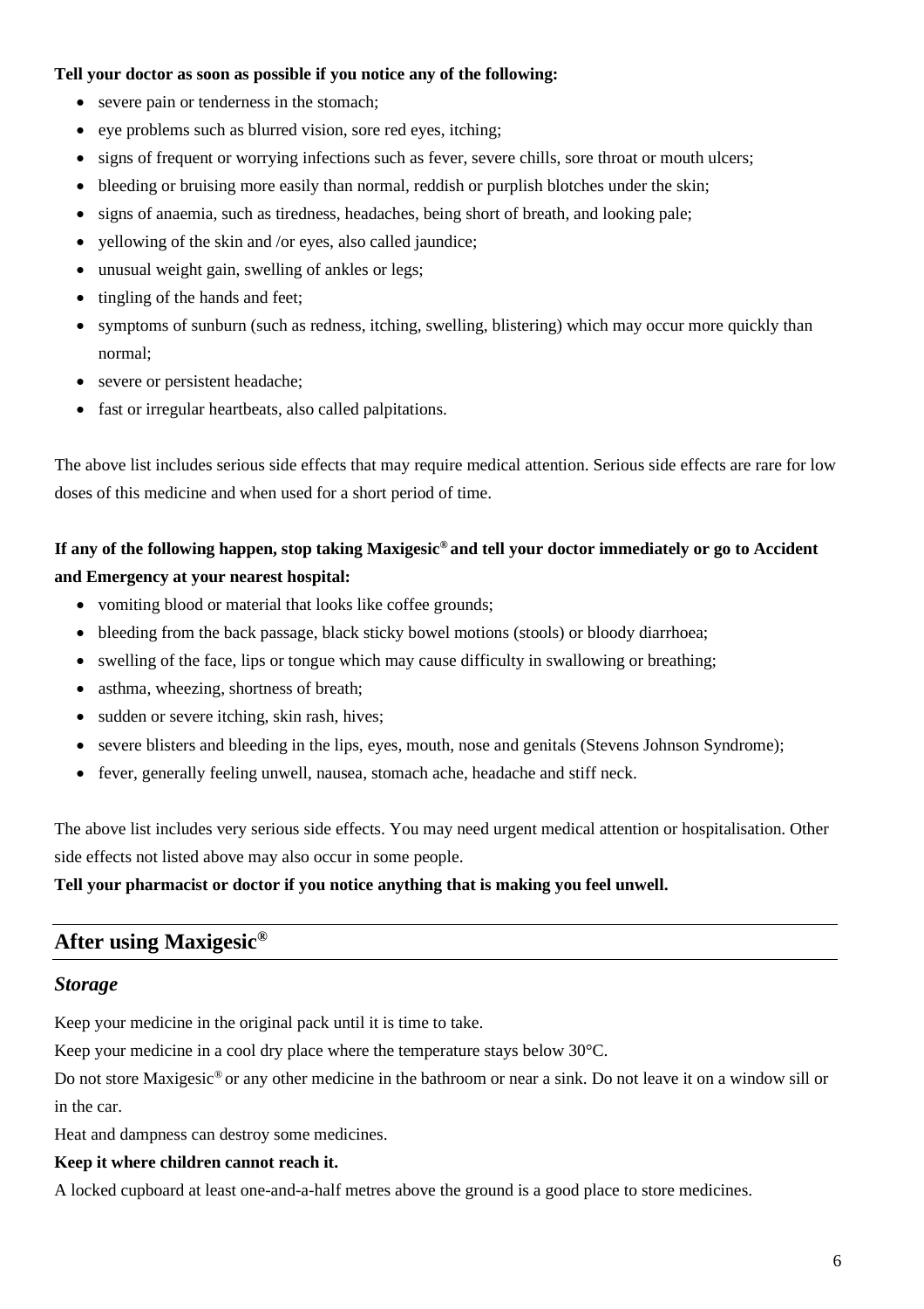**Tell your doctor as soon as possible if you notice any of the following:**

- severe pain or tenderness in the stomach;
- eye problems such as blurred vision, sore red eyes, itching;
- signs of frequent or worrying infections such as fever, severe chills, sore throat or mouth ulcers;
- bleeding or bruising more easily than normal, reddish or purplish blotches under the skin;
- signs of anaemia, such as tiredness, headaches, being short of breath, and looking pale;
- yellowing of the skin and /or eyes, also called jaundice;
- unusual weight gain, swelling of ankles or legs;
- tingling of the hands and feet;
- symptoms of sunburn (such as redness, itching, swelling, blistering) which may occur more quickly than normal;
- severe or persistent headache;
- fast or irregular heartbeats, also called palpitations.

The above list includes serious side effects that may require medical attention. Serious side effects are rare for low doses of this medicine and when used for a short period of time.

**If any of the following happen, stop taking Maxigesic® and tell your doctor immediately or go to Accident and Emergency at your nearest hospital:**

- vomiting blood or material that looks like coffee grounds;
- bleeding from the back passage, black sticky bowel motions (stools) or bloody diarrhoea;
- swelling of the face, lips or tongue which may cause difficulty in swallowing or breathing;
- asthma, wheezing, shortness of breath;
- sudden or severe itching, skin rash, hives;
- severe blisters and bleeding in the lips, eyes, mouth, nose and genitals (Stevens Johnson Syndrome);
- fever, generally feeling unwell, nausea, stomach ache, headache and stiff neck.

The above list includes very serious side effects. You may need urgent medical attention or hospitalisation. Other side effects not listed above may also occur in some people.

**Tell your pharmacist or doctor if you notice anything that is making you feel unwell.**

## After using Maxigesic®

### *Storage*

Keep your medicine in the original pack until it is time to take.

Keep your medicine in a cool dry place where the temperature stays below 30°C.

Do not store Maxigesic® or any other medicine in the bathroom or near a sink. Do not leave it on a window sill or in the car.

Heat and dampness can destroy some medicines.

**Keep it where children cannot reach it.**

A locked cupboard at least one-and-a-half metres above the ground is a good place to store medicines.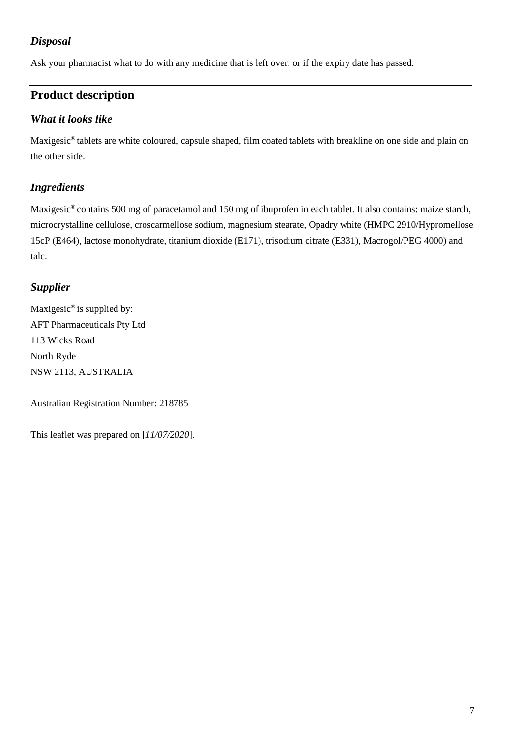### *Disposal*

Ask your pharmacist what to do with any medicine that is left over, or if the expiry date has passed.

## Product description

### *What it looks like*

Maxigesic® tablets are white coloured, capsule shaped, film coated tablets with breakline on one side and plain on the other side.

### *Ingredients*

Maxigesic® contains 500 mg of paracetamol and 150 mg of ibuprofen in each tablet. It also contains: maize starch, microcrystalline cellulose, croscarmellose sodium, magnesium stearate, Opadry white (HMPC 2910/Hypromellose 15cP (E464), lactose monohydrate, titanium dioxide (E171), trisodium citrate (E331), Macrogol/PEG 4000) and talc.

### *Supplier*

Maxigesic® is supplied by:
AFT Pharmaceuticals Pty Ltd
113 Wicks Road
North Ryde
NSW 2113, AUSTRALIA

Australian Registration Number: 218785

This leaflet was prepared on [*11/07/2020*].